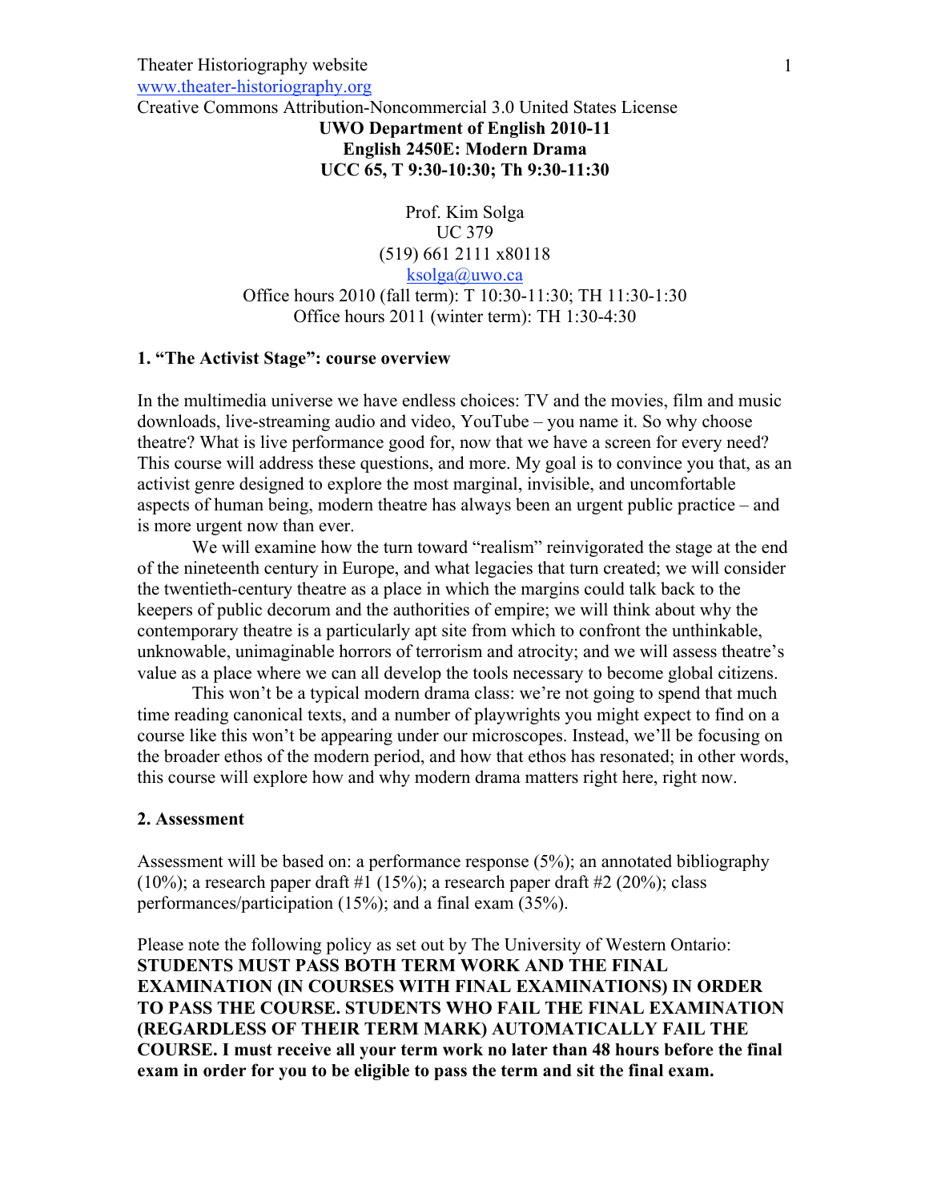Theater Historiography website
www.theater-historiography.org
Creative Commons Attribution-Noncommercial 3.0 United States License

**UWO Department of English 2010-11**
**English 2450E: Modern Drama**
**UCC 65, T 9:30-10:30; Th 9:30-11:30**

Prof. Kim Solga
UC 379
(519) 661 2111 x80118
ksolga@uwo.ca
Office hours 2010 (fall term): T 10:30-11:30; TH 11:30-1:30
Office hours 2011 (winter term): TH 1:30-4:30

## 1. "The Activist Stage": course overview

In the multimedia universe we have endless choices: TV and the movies, film and music downloads, live-streaming audio and video, YouTube – you name it. So why choose theatre? What is live performance good for, now that we have a screen for every need? This course will address these questions, and more. My goal is to convince you that, as an activist genre designed to explore the most marginal, invisible, and uncomfortable aspects of human being, modern theatre has always been an urgent public practice – and is more urgent now than ever.

We will examine how the turn toward "realism" reinvigorated the stage at the end of the nineteenth century in Europe, and what legacies that turn created; we will consider the twentieth-century theatre as a place in which the margins could talk back to the keepers of public decorum and the authorities of empire; we will think about why the contemporary theatre is a particularly apt site from which to confront the unthinkable, unknowable, unimaginable horrors of terrorism and atrocity; and we will assess theatre's value as a place where we can all develop the tools necessary to become global citizens.

This won't be a typical modern drama class: we're not going to spend that much time reading canonical texts, and a number of playwrights you might expect to find on a course like this won't be appearing under our microscopes. Instead, we'll be focusing on the broader ethos of the modern period, and how that ethos has resonated; in other words, this course will explore how and why modern drama matters right here, right now.

## 2. Assessment

Assessment will be based on: a performance response (5%); an annotated bibliography (10%); a research paper draft #1 (15%); a research paper draft #2 (20%); class performances/participation (15%); and a final exam (35%).

Please note the following policy as set out by The University of Western Ontario: **STUDENTS MUST PASS BOTH TERM WORK AND THE FINAL EXAMINATION (IN COURSES WITH FINAL EXAMINATIONS) IN ORDER TO PASS THE COURSE. STUDENTS WHO FAIL THE FINAL EXAMINATION (REGARDLESS OF THEIR TERM MARK) AUTOMATICALLY FAIL THE COURSE. I must receive all your term work no later than 48 hours before the final exam in order for you to be eligible to pass the term and sit the final exam.**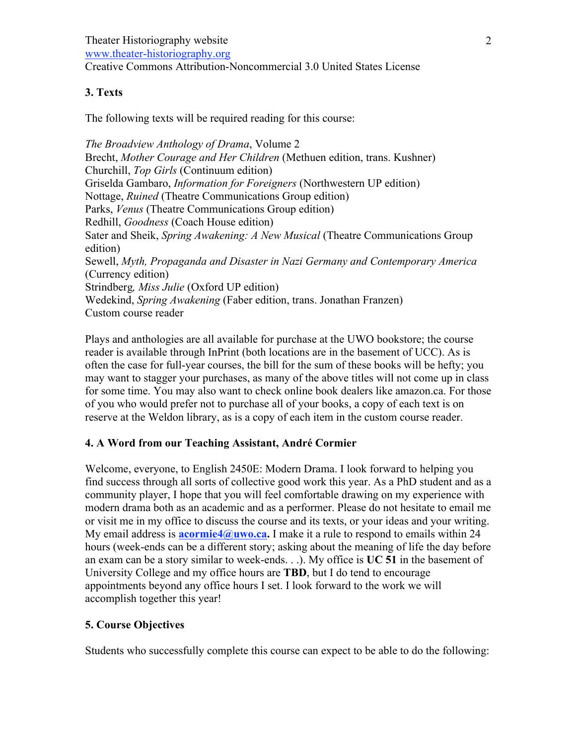## 3. Texts

The following texts will be required reading for this course:

*The Broadview Anthology of Drama*, Volume 2
Brecht, *Mother Courage and Her Children* (Methuen edition, trans. Kushner)
Churchill, *Top Girls* (Continuum edition)
Griselda Gambaro, *Information for Foreigners* (Northwestern UP edition)
Nottage, *Ruined* (Theatre Communications Group edition)
Parks, *Venus* (Theatre Communications Group edition)
Redhill, *Goodness* (Coach House edition)
Sater and Sheik, *Spring Awakening: A New Musical* (Theatre Communications Group edition)
Sewell, *Myth, Propaganda and Disaster in Nazi Germany and Contemporary America* (Currency edition)
Strindberg, *Miss Julie* (Oxford UP edition)
Wedekind, *Spring Awakening* (Faber edition, trans. Jonathan Franzen)
Custom course reader

Plays and anthologies are all available for purchase at the UWO bookstore; the course reader is available through InPrint (both locations are in the basement of UCC). As is often the case for full-year courses, the bill for the sum of these books will be hefty; you may want to stagger your purchases, as many of the above titles will not come up in class for some time. You may also want to check online book dealers like amazon.ca. For those of you who would prefer not to purchase all of your books, a copy of each text is on reserve at the Weldon library, as is a copy of each item in the custom course reader.

## 4. A Word from our Teaching Assistant, André Cormier

Welcome, everyone, to English 2450E: Modern Drama. I look forward to helping you find success through all sorts of collective good work this year. As a PhD student and as a community player, I hope that you will feel comfortable drawing on my experience with modern drama both as an academic and as a performer. Please do not hesitate to email me or visit me in my office to discuss the course and its texts, or your ideas and your writing. My email address is **acormie4@uwo.ca.** I make it a rule to respond to emails within 24 hours (week-ends can be a different story; asking about the meaning of life the day before an exam can be a story similar to week-ends. . .). My office is **UC 51** in the basement of University College and my office hours are **TBD**, but I do tend to encourage appointments beyond any office hours I set. I look forward to the work we will accomplish together this year!

## 5. Course Objectives

Students who successfully complete this course can expect to be able to do the following: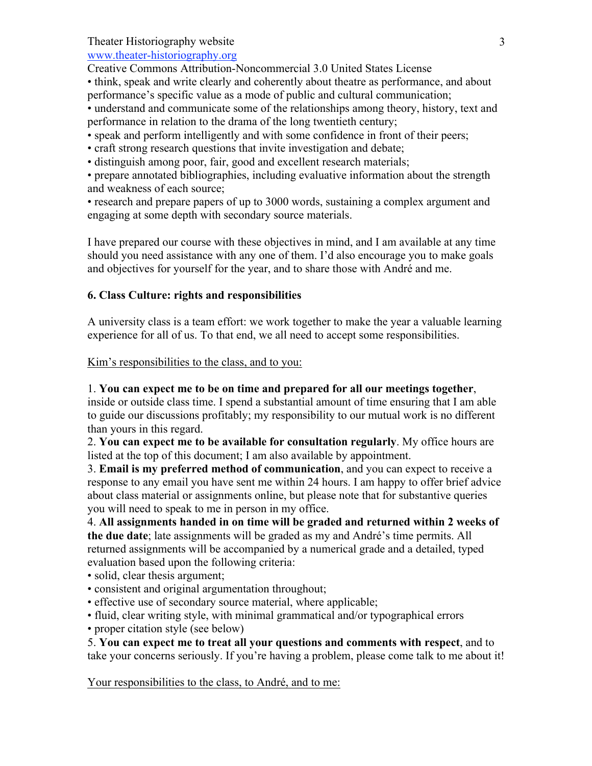• think, speak and write clearly and coherently about theatre as performance, and about performance's specific value as a mode of public and cultural communication;
• understand and communicate some of the relationships among theory, history, text and performance in relation to the drama of the long twentieth century;
• speak and perform intelligently and with some confidence in front of their peers;
• craft strong research questions that invite investigation and debate;
• distinguish among poor, fair, good and excellent research materials;
• prepare annotated bibliographies, including evaluative information about the strength and weakness of each source;
• research and prepare papers of up to 3000 words, sustaining a complex argument and engaging at some depth with secondary source materials.

I have prepared our course with these objectives in mind, and I am available at any time should you need assistance with any one of them. I'd also encourage you to make goals and objectives for yourself for the year, and to share those with André and me.

## 6. Class Culture: rights and responsibilities

A university class is a team effort: we work together to make the year a valuable learning experience for all of us. To that end, we all need to accept some responsibilities.

<u>Kim's responsibilities to the class, and to you:</u>

1. **You can expect me to be on time and prepared for all our meetings together**, inside or outside class time. I spend a substantial amount of time ensuring that I am able to guide our discussions profitably; my responsibility to our mutual work is no different than yours in this regard.
2. **You can expect me to be available for consultation regularly**. My office hours are listed at the top of this document; I am also available by appointment.
3. **Email is my preferred method of communication**, and you can expect to receive a response to any email you have sent me within 24 hours. I am happy to offer brief advice about class material or assignments online, but please note that for substantive queries you will need to speak to me in person in my office.
4. **All assignments handed in on time will be graded and returned within 2 weeks of the due date**; late assignments will be graded as my and André's time permits. All returned assignments will be accompanied by a numerical grade and a detailed, typed evaluation based upon the following criteria:
   • solid, clear thesis argument;
   • consistent and original argumentation throughout;
   • effective use of secondary source material, where applicable;
   • fluid, clear writing style, with minimal grammatical and/or typographical errors
   • proper citation style (see below)
5. **You can expect me to treat all your questions and comments with respect**, and to take your concerns seriously. If you're having a problem, please come talk to me about it!

<u>Your responsibilities to the class, to André, and to me:</u>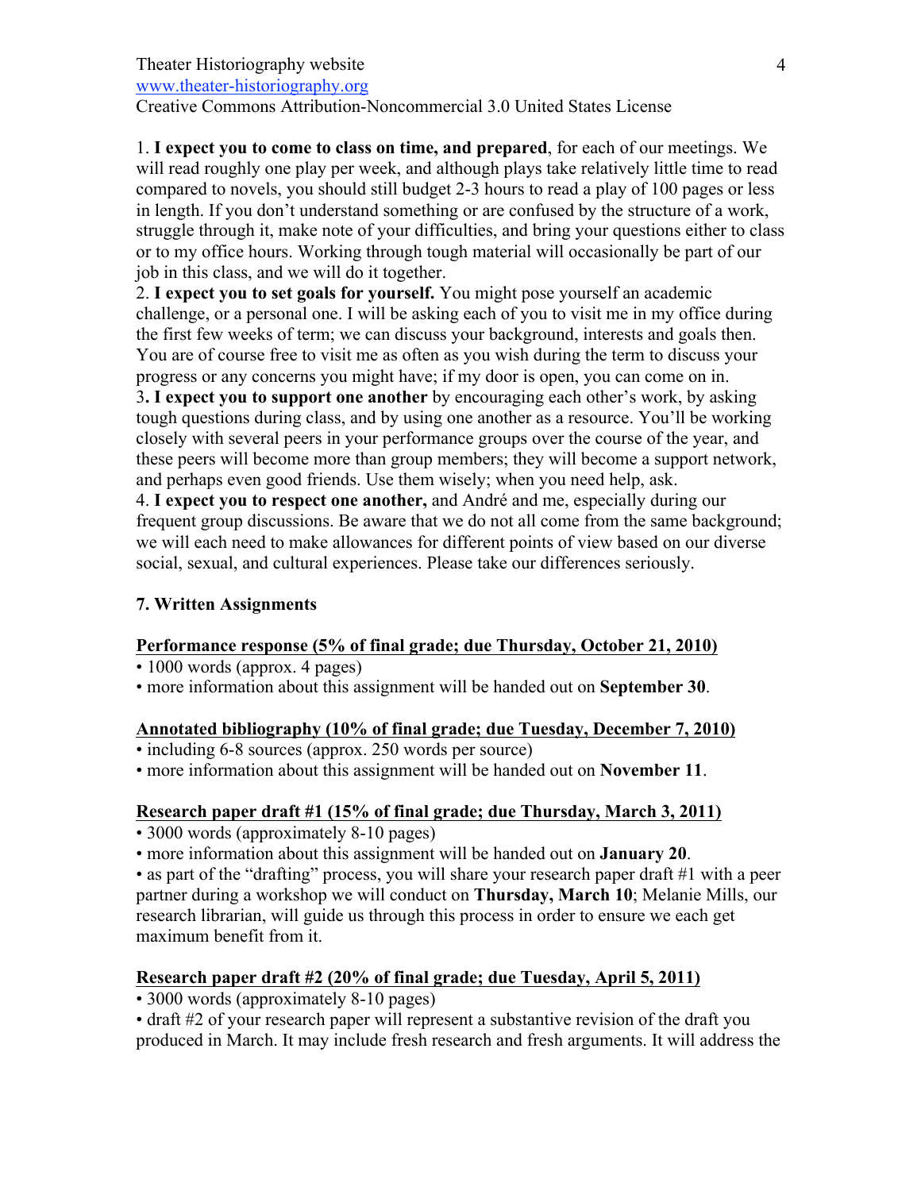1. **I expect you to come to class on time, and prepared**, for each of our meetings. We will read roughly one play per week, and although plays take relatively little time to read compared to novels, you should still budget 2-3 hours to read a play of 100 pages or less in length. If you don't understand something or are confused by the structure of a work, struggle through it, make note of your difficulties, and bring your questions either to class or to my office hours. Working through tough material will occasionally be part of our job in this class, and we will do it together.
2. **I expect you to set goals for yourself.** You might pose yourself an academic challenge, or a personal one. I will be asking each of you to visit me in my office during the first few weeks of term; we can discuss your background, interests and goals then. You are of course free to visit me as often as you wish during the term to discuss your progress or any concerns you might have; if my door is open, you can come on in.
3. **I expect you to support one another** by encouraging each other's work, by asking tough questions during class, and by using one another as a resource. You'll be working closely with several peers in your performance groups over the course of the year, and these peers will become more than group members; they will become a support network, and perhaps even good friends. Use them wisely; when you need help, ask.
4. **I expect you to respect one another,** and André and me, especially during our frequent group discussions. Be aware that we do not all come from the same background; we will each need to make allowances for different points of view based on our diverse social, sexual, and cultural experiences. Please take our differences seriously.

## 7. Written Assignments

**<u>Performance response (5% of final grade; due Thursday, October 21, 2010)</u>**

- 1000 words (approx. 4 pages)
- more information about this assignment will be handed out on **September 30**.

**<u>Annotated bibliography (10% of final grade; due Tuesday, December 7, 2010)</u>**

- including 6-8 sources (approx. 250 words per source)
- more information about this assignment will be handed out on **November 11**.

**<u>Research paper draft #1 (15% of final grade; due Thursday, March 3, 2011)</u>**

- 3000 words (approximately 8-10 pages)
- more information about this assignment will be handed out on **January 20**.
- as part of the "drafting" process, you will share your research paper draft #1 with a peer partner during a workshop we will conduct on **Thursday, March 10**; Melanie Mills, our research librarian, will guide us through this process in order to ensure we each get maximum benefit from it.

**<u>Research paper draft #2 (20% of final grade; due Tuesday, April 5, 2011)</u>**

- 3000 words (approximately 8-10 pages)
- draft #2 of your research paper will represent a substantive revision of the draft you produced in March. It may include fresh research and fresh arguments. It will address the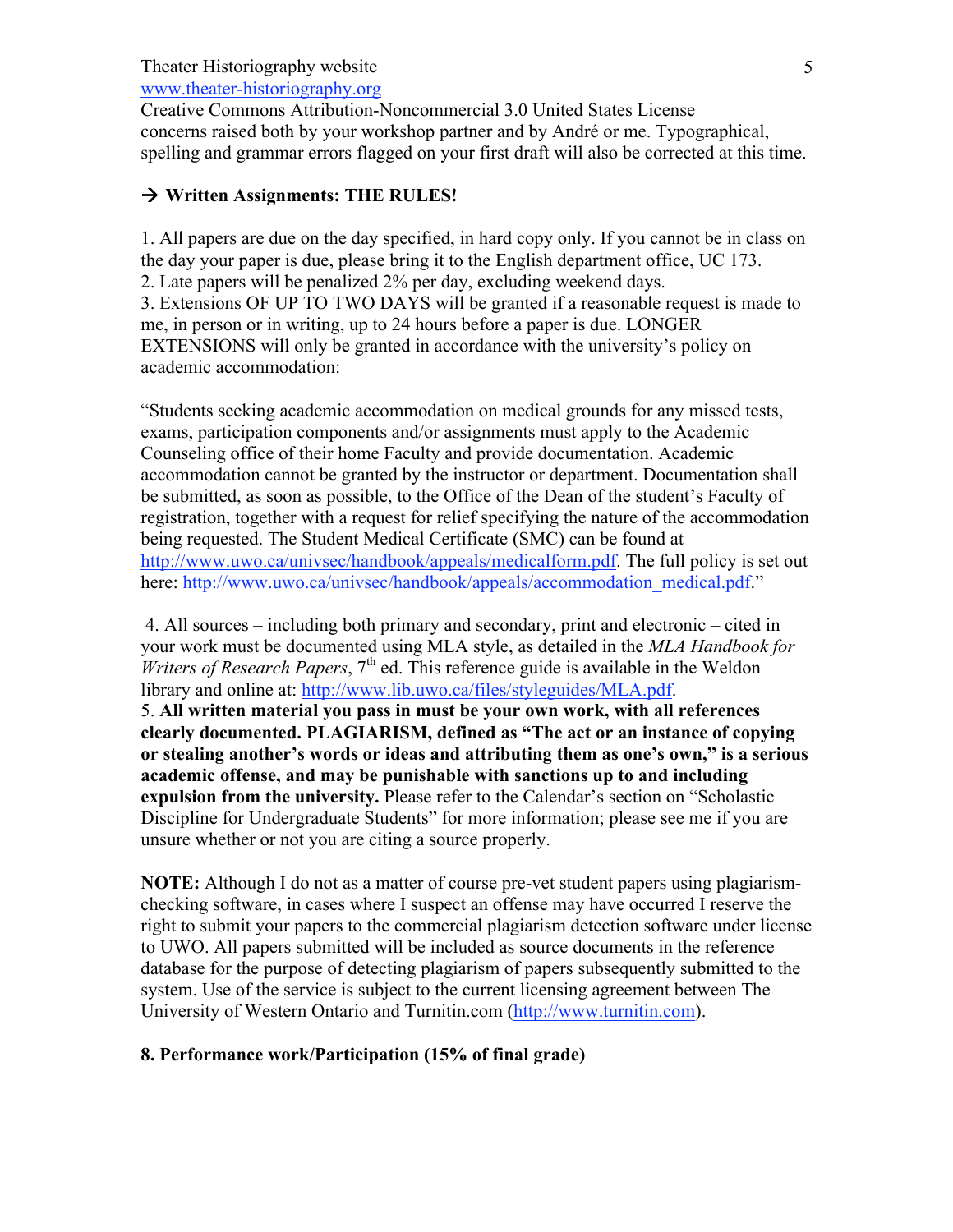concerns raised both by your workshop partner and by André or me. Typographical, spelling and grammar errors flagged on your first draft will also be corrected at this time.

### → Written Assignments: THE RULES!

1. All papers are due on the day specified, in hard copy only. If you cannot be in class on the day your paper is due, please bring it to the English department office, UC 173.
2. Late papers will be penalized 2% per day, excluding weekend days.
3. Extensions OF UP TO TWO DAYS will be granted if a reasonable request is made to me, in person or in writing, up to 24 hours before a paper is due. LONGER EXTENSIONS will only be granted in accordance with the university's policy on academic accommodation:

"Students seeking academic accommodation on medical grounds for any missed tests, exams, participation components and/or assignments must apply to the Academic Counseling office of their home Faculty and provide documentation. Academic accommodation cannot be granted by the instructor or department. Documentation shall be submitted, as soon as possible, to the Office of the Dean of the student's Faculty of registration, together with a request for relief specifying the nature of the accommodation being requested. The Student Medical Certificate (SMC) can be found at http://www.uwo.ca/univsec/handbook/appeals/medicalform.pdf. The full policy is set out here: http://www.uwo.ca/univsec/handbook/appeals/accommodation_medical.pdf."

4. All sources – including both primary and secondary, print and electronic – cited in your work must be documented using MLA style, as detailed in the *MLA Handbook for Writers of Research Papers*, 7th ed. This reference guide is available in the Weldon library and online at: http://www.lib.uwo.ca/files/styleguides/MLA.pdf.
5. **All written material you pass in must be your own work, with all references clearly documented. PLAGIARISM, defined as "The act or an instance of copying or stealing another's words or ideas and attributing them as one's own," is a serious academic offense, and may be punishable with sanctions up to and including expulsion from the university.** Please refer to the Calendar's section on "Scholastic Discipline for Undergraduate Students" for more information; please see me if you are unsure whether or not you are citing a source properly.

**NOTE:** Although I do not as a matter of course pre-vet student papers using plagiarism-checking software, in cases where I suspect an offense may have occurred I reserve the right to submit your papers to the commercial plagiarism detection software under license to UWO. All papers submitted will be included as source documents in the reference database for the purpose of detecting plagiarism of papers subsequently submitted to the system. Use of the service is subject to the current licensing agreement between The University of Western Ontario and Turnitin.com (http://www.turnitin.com).

### 8. Performance work/Participation (15% of final grade)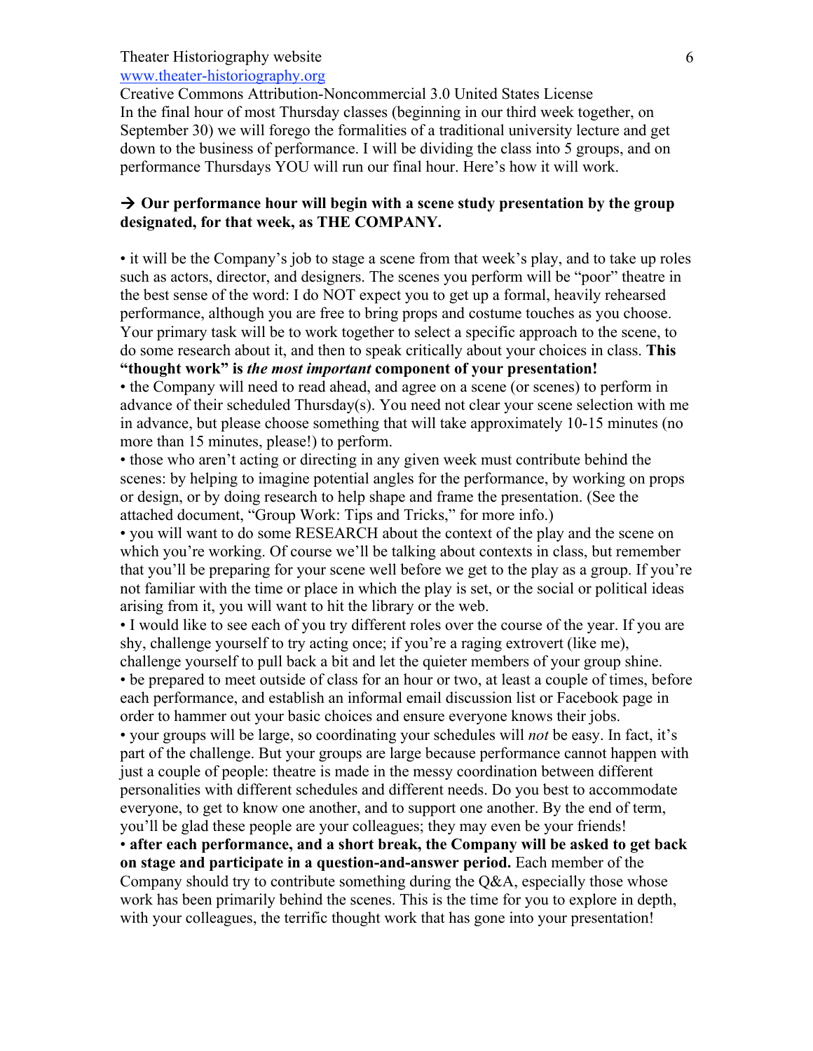In the final hour of most Thursday classes (beginning in our third week together, on September 30) we will forego the formalities of a traditional university lecture and get down to the business of performance. I will be dividing the class into 5 groups, and on performance Thursdays YOU will run our final hour. Here's how it will work.

**→ Our performance hour will begin with a scene study presentation by the group designated, for that week, as THE COMPANY.**

- it will be the Company's job to stage a scene from that week's play, and to take up roles such as actors, director, and designers. The scenes you perform will be "poor" theatre in the best sense of the word: I do NOT expect you to get up a formal, heavily rehearsed performance, although you are free to bring props and costume touches as you choose. Your primary task will be to work together to select a specific approach to the scene, to do some research about it, and then to speak critically about your choices in class. **This "thought work" is *the most important* component of your presentation!**
- the Company will need to read ahead, and agree on a scene (or scenes) to perform in advance of their scheduled Thursday(s). You need not clear your scene selection with me in advance, but please choose something that will take approximately 10-15 minutes (no more than 15 minutes, please!) to perform.
- those who aren't acting or directing in any given week must contribute behind the scenes: by helping to imagine potential angles for the performance, by working on props or design, or by doing research to help shape and frame the presentation. (See the attached document, "Group Work: Tips and Tricks," for more info.)
- you will want to do some RESEARCH about the context of the play and the scene on which you're working. Of course we'll be talking about contexts in class, but remember that you'll be preparing for your scene well before we get to the play as a group. If you're not familiar with the time or place in which the play is set, or the social or political ideas arising from it, you will want to hit the library or the web.
- I would like to see each of you try different roles over the course of the year. If you are shy, challenge yourself to try acting once; if you're a raging extrovert (like me), challenge yourself to pull back a bit and let the quieter members of your group shine.
- be prepared to meet outside of class for an hour or two, at least a couple of times, before each performance, and establish an informal email discussion list or Facebook page in order to hammer out your basic choices and ensure everyone knows their jobs.
- your groups will be large, so coordinating your schedules will *not* be easy. In fact, it's part of the challenge. But your groups are large because performance cannot happen with just a couple of people: theatre is made in the messy coordination between different personalities with different schedules and different needs. Do you best to accommodate everyone, to get to know one another, and to support one another. By the end of term, you'll be glad these people are your colleagues; they may even be your friends!
- **after each performance, and a short break, the Company will be asked to get back on stage and participate in a question-and-answer period.** Each member of the Company should try to contribute something during the Q&A, especially those whose work has been primarily behind the scenes. This is the time for you to explore in depth, with your colleagues, the terrific thought work that has gone into your presentation!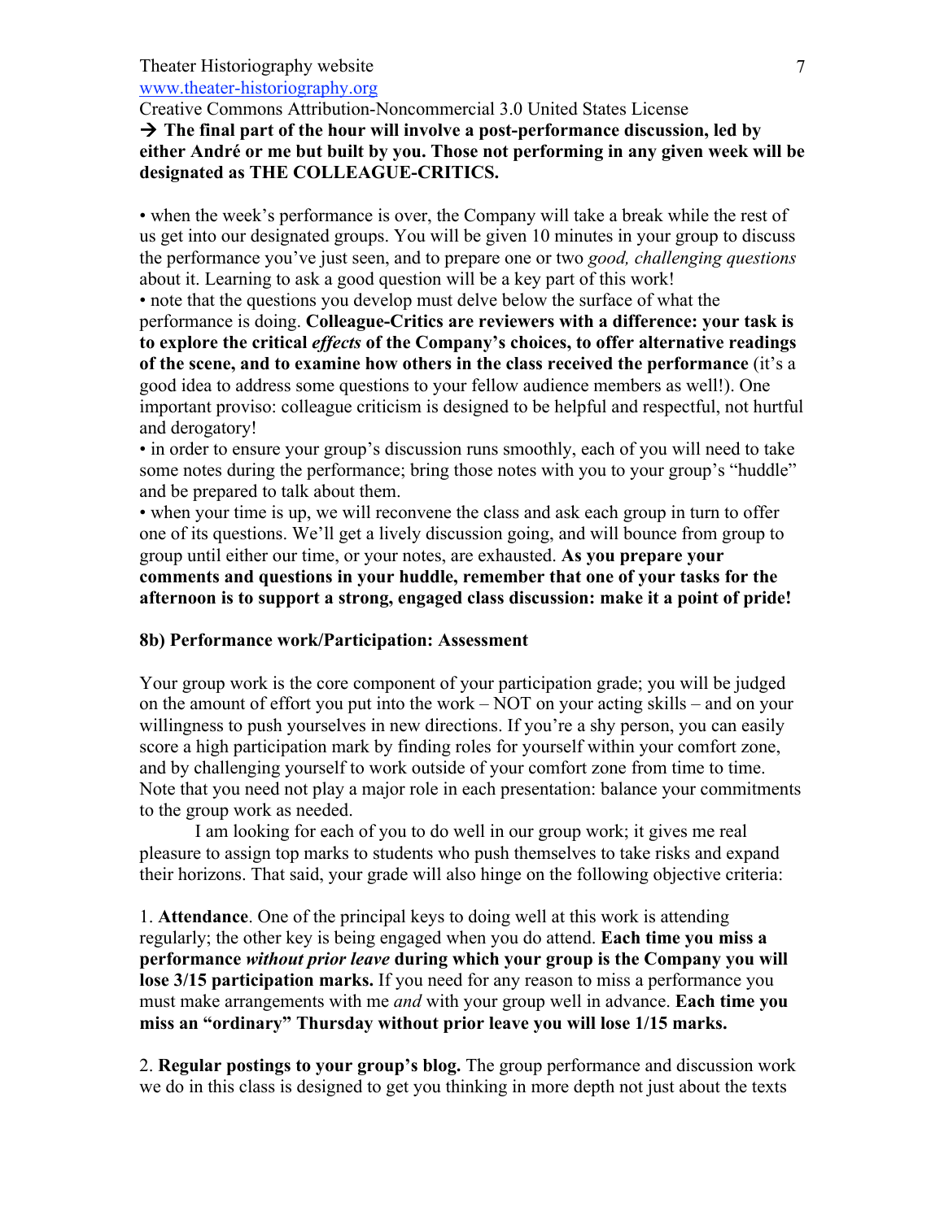→ **The final part of the hour will involve a post-performance discussion, led by either André or me but built by you. Those not performing in any given week will be designated as THE COLLEAGUE-CRITICS.**

- when the week's performance is over, the Company will take a break while the rest of us get into our designated groups. You will be given 10 minutes in your group to discuss the performance you've just seen, and to prepare one or two *good, challenging questions* about it. Learning to ask a good question will be a key part of this work!
- note that the questions you develop must delve below the surface of what the performance is doing. **Colleague-Critics are reviewers with a difference: your task is to explore the critical *effects* of the Company's choices, to offer alternative readings of the scene, and to examine how others in the class received the performance** (it's a good idea to address some questions to your fellow audience members as well!). One important proviso: colleague criticism is designed to be helpful and respectful, not hurtful and derogatory!
- in order to ensure your group's discussion runs smoothly, each of you will need to take some notes during the performance; bring those notes with you to your group's "huddle" and be prepared to talk about them.
- when your time is up, we will reconvene the class and ask each group in turn to offer one of its questions. We'll get a lively discussion going, and will bounce from group to group until either our time, or your notes, are exhausted. **As you prepare your comments and questions in your huddle, remember that one of your tasks for the afternoon is to support a strong, engaged class discussion: make it a point of pride!**

### 8b) Performance work/Participation: Assessment

Your group work is the core component of your participation grade; you will be judged on the amount of effort you put into the work – NOT on your acting skills – and on your willingness to push yourselves in new directions. If you're a shy person, you can easily score a high participation mark by finding roles for yourself within your comfort zone, and by challenging yourself to work outside of your comfort zone from time to time. Note that you need not play a major role in each presentation: balance your commitments to the group work as needed.

I am looking for each of you to do well in our group work; it gives me real pleasure to assign top marks to students who push themselves to take risks and expand their horizons. That said, your grade will also hinge on the following objective criteria:

1. **Attendance**. One of the principal keys to doing well at this work is attending regularly; the other key is being engaged when you do attend. **Each time you miss a performance *without prior leave* during which your group is the Company you will lose 3/15 participation marks.** If you need for any reason to miss a performance you must make arrangements with me *and* with your group well in advance. **Each time you miss an "ordinary" Thursday without prior leave you will lose 1/15 marks.**

2. **Regular postings to your group's blog.** The group performance and discussion work we do in this class is designed to get you thinking in more depth not just about the texts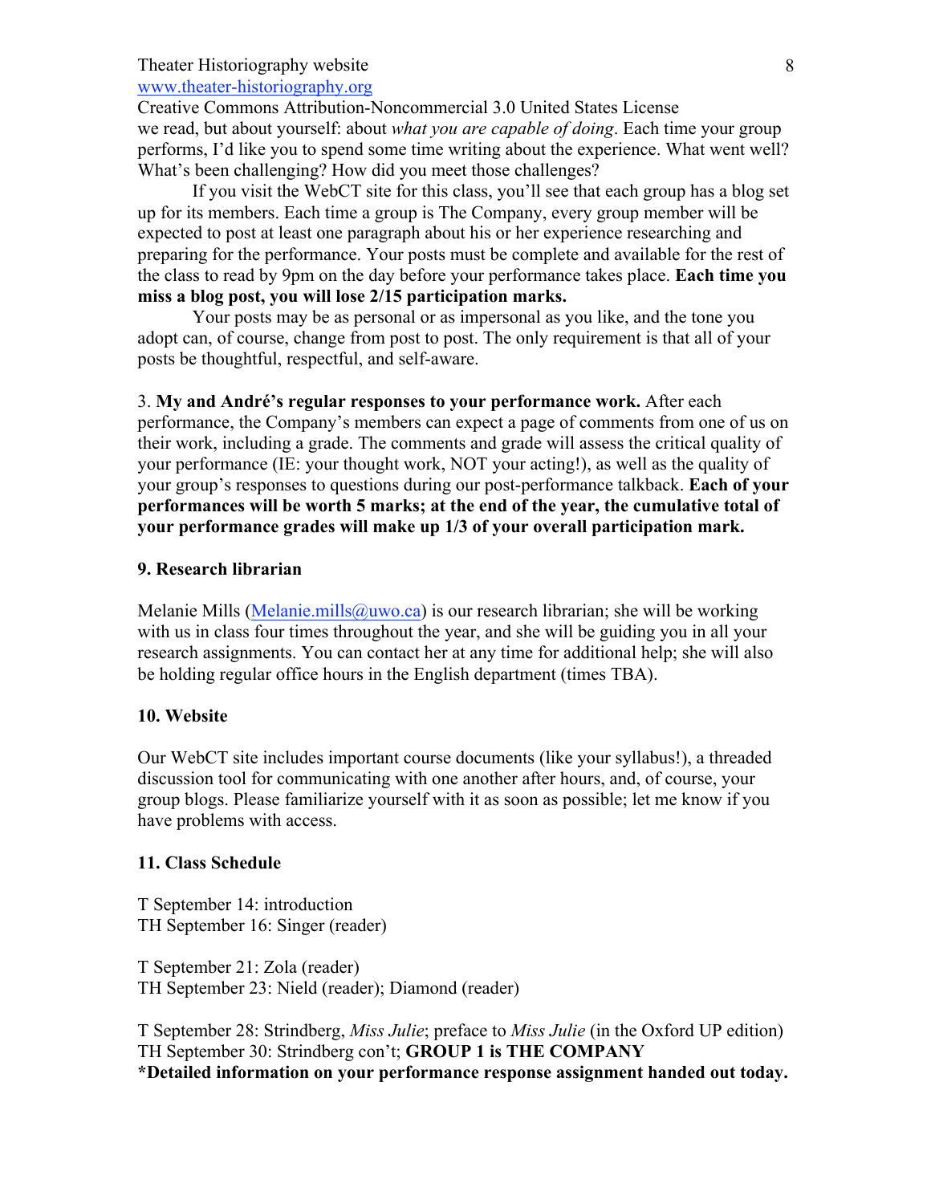we read, but about yourself: about *what you are capable of doing*. Each time your group performs, I'd like you to spend some time writing about the experience. What went well? What's been challenging? How did you meet those challenges?

If you visit the WebCT site for this class, you'll see that each group has a blog set up for its members. Each time a group is The Company, every group member will be expected to post at least one paragraph about his or her experience researching and preparing for the performance. Your posts must be complete and available for the rest of the class to read by 9pm on the day before your performance takes place. **Each time you miss a blog post, you will lose 2/15 participation marks.**

Your posts may be as personal or as impersonal as you like, and the tone you adopt can, of course, change from post to post. The only requirement is that all of your posts be thoughtful, respectful, and self-aware.

3. **My and André's regular responses to your performance work.** After each performance, the Company's members can expect a page of comments from one of us on their work, including a grade. The comments and grade will assess the critical quality of your performance (IE: your thought work, NOT your acting!), as well as the quality of your group's responses to questions during our post-performance talkback. **Each of your performances will be worth 5 marks; at the end of the year, the cumulative total of your performance grades will make up 1/3 of your overall participation mark.**

## 9. Research librarian

Melanie Mills (Melanie.mills@uwo.ca) is our research librarian; she will be working with us in class four times throughout the year, and she will be guiding you in all your research assignments. You can contact her at any time for additional help; she will also be holding regular office hours in the English department (times TBA).

## 10. Website

Our WebCT site includes important course documents (like your syllabus!), a threaded discussion tool for communicating with one another after hours, and, of course, your group blogs. Please familiarize yourself with it as soon as possible; let me know if you have problems with access.

## 11. Class Schedule

T September 14: introduction
TH September 16: Singer (reader)

T September 21: Zola (reader)
TH September 23: Nield (reader); Diamond (reader)

T September 28: Strindberg, *Miss Julie*; preface to *Miss Julie* (in the Oxford UP edition)
TH September 30: Strindberg con't; **GROUP 1 is THE COMPANY**
**\*Detailed information on your performance response assignment handed out today.**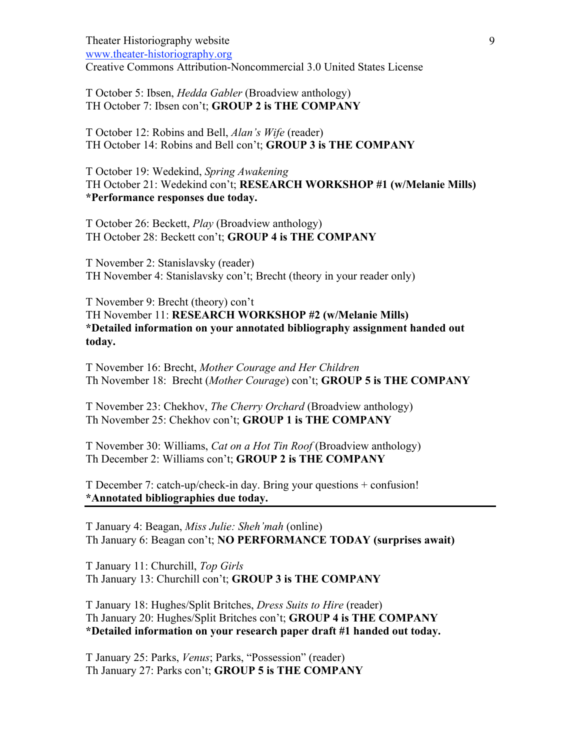T October 5: Ibsen, *Hedda Gabler* (Broadview anthology)
TH October 7: Ibsen con't; **GROUP 2 is THE COMPANY**

T October 12: Robins and Bell, *Alan's Wife* (reader)
TH October 14: Robins and Bell con't; **GROUP 3 is THE COMPANY**

T October 19: Wedekind, *Spring Awakening*
TH October 21: Wedekind con't; **RESEARCH WORKSHOP #1 (w/Melanie Mills)**
**\*Performance responses due today.**

T October 26: Beckett, *Play* (Broadview anthology)
TH October 28: Beckett con't; **GROUP 4 is THE COMPANY**

T November 2: Stanislavsky (reader)
TH November 4: Stanislavsky con't; Brecht (theory in your reader only)

T November 9: Brecht (theory) con't
TH November 11: **RESEARCH WORKSHOP #2 (w/Melanie Mills)**
**\*Detailed information on your annotated bibliography assignment handed out today.**

T November 16: Brecht, *Mother Courage and Her Children*
Th November 18: Brecht (*Mother Courage*) con't; **GROUP 5 is THE COMPANY**

T November 23: Chekhov, *The Cherry Orchard* (Broadview anthology)
Th November 25: Chekhov con't; **GROUP 1 is THE COMPANY**

T November 30: Williams, *Cat on a Hot Tin Roof* (Broadview anthology)
Th December 2: Williams con't; **GROUP 2 is THE COMPANY**

T December 7: catch-up/check-in day. Bring your questions + confusion!
**\*Annotated bibliographies due today.**

---

T January 4: Beagan, *Miss Julie: Sheh'mah* (online)
Th January 6: Beagan con't; **NO PERFORMANCE TODAY (surprises await)**

T January 11: Churchill, *Top Girls*
Th January 13: Churchill con't; **GROUP 3 is THE COMPANY**

T January 18: Hughes/Split Britches, *Dress Suits to Hire* (reader)
Th January 20: Hughes/Split Britches con't; **GROUP 4 is THE COMPANY**
**\*Detailed information on your research paper draft #1 handed out today.**

T January 25: Parks, *Venus*; Parks, "Possession" (reader)
Th January 27: Parks con't; **GROUP 5 is THE COMPANY**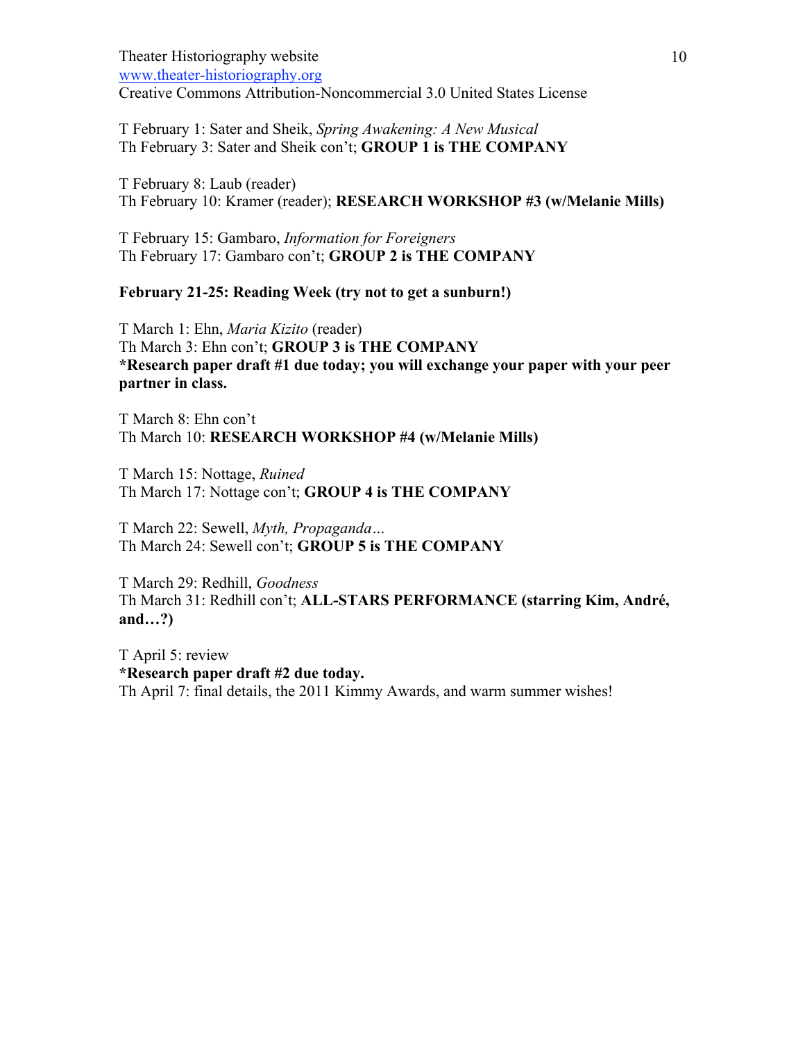T February 1: Sater and Sheik, *Spring Awakening: A New Musical*
Th February 3: Sater and Sheik con't; **GROUP 1 is THE COMPANY**

T February 8: Laub (reader)
Th February 10: Kramer (reader); **RESEARCH WORKSHOP #3 (w/Melanie Mills)**

T February 15: Gambaro, *Information for Foreigners*
Th February 17: Gambaro con't; **GROUP 2 is THE COMPANY**

**February 21-25: Reading Week (try not to get a sunburn!)**

T March 1: Ehn, *Maria Kizito* (reader)
Th March 3: Ehn con't; **GROUP 3 is THE COMPANY**
**\*Research paper draft #1 due today; you will exchange your paper with your peer partner in class.**

T March 8: Ehn con't
Th March 10: **RESEARCH WORKSHOP #4 (w/Melanie Mills)**

T March 15: Nottage, *Ruined*
Th March 17: Nottage con't; **GROUP 4 is THE COMPANY**

T March 22: Sewell, *Myth, Propaganda…*
Th March 24: Sewell con't; **GROUP 5 is THE COMPANY**

T March 29: Redhill, *Goodness*
Th March 31: Redhill con't; **ALL-STARS PERFORMANCE (starring Kim, André, and…?)**

T April 5: review
**\*Research paper draft #2 due today.**
Th April 7: final details, the 2011 Kimmy Awards, and warm summer wishes!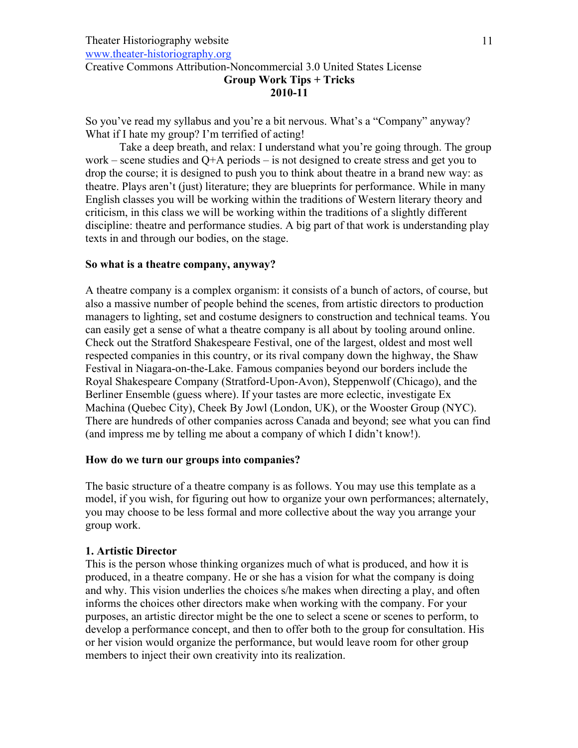**Group Work Tips + Tricks**
**2010-11**

So you've read my syllabus and you're a bit nervous. What's a "Company" anyway? What if I hate my group? I'm terrified of acting!

Take a deep breath, and relax: I understand what you're going through. The group work – scene studies and Q+A periods – is not designed to create stress and get you to drop the course; it is designed to push you to think about theatre in a brand new way: as theatre. Plays aren't (just) literature; they are blueprints for performance. While in many English classes you will be working within the traditions of Western literary theory and criticism, in this class we will be working within the traditions of a slightly different discipline: theatre and performance studies. A big part of that work is understanding play texts in and through our bodies, on the stage.

**So what is a theatre company, anyway?**

A theatre company is a complex organism: it consists of a bunch of actors, of course, but also a massive number of people behind the scenes, from artistic directors to production managers to lighting, set and costume designers to construction and technical teams. You can easily get a sense of what a theatre company is all about by tooling around online. Check out the Stratford Shakespeare Festival, one of the largest, oldest and most well respected companies in this country, or its rival company down the highway, the Shaw Festival in Niagara-on-the-Lake. Famous companies beyond our borders include the Royal Shakespeare Company (Stratford-Upon-Avon), Steppenwolf (Chicago), and the Berliner Ensemble (guess where). If your tastes are more eclectic, investigate Ex Machina (Quebec City), Cheek By Jowl (London, UK), or the Wooster Group (NYC). There are hundreds of other companies across Canada and beyond; see what you can find (and impress me by telling me about a company of which I didn't know!).

**How do we turn our groups into companies?**

The basic structure of a theatre company is as follows. You may use this template as a model, if you wish, for figuring out how to organize your own performances; alternately, you may choose to be less formal and more collective about the way you arrange your group work.

**1. Artistic Director**
This is the person whose thinking organizes much of what is produced, and how it is produced, in a theatre company. He or she has a vision for what the company is doing and why. This vision underlies the choices s/he makes when directing a play, and often informs the choices other directors make when working with the company. For your purposes, an artistic director might be the one to select a scene or scenes to perform, to develop a performance concept, and then to offer both to the group for consultation. His or her vision would organize the performance, but would leave room for other group members to inject their own creativity into its realization.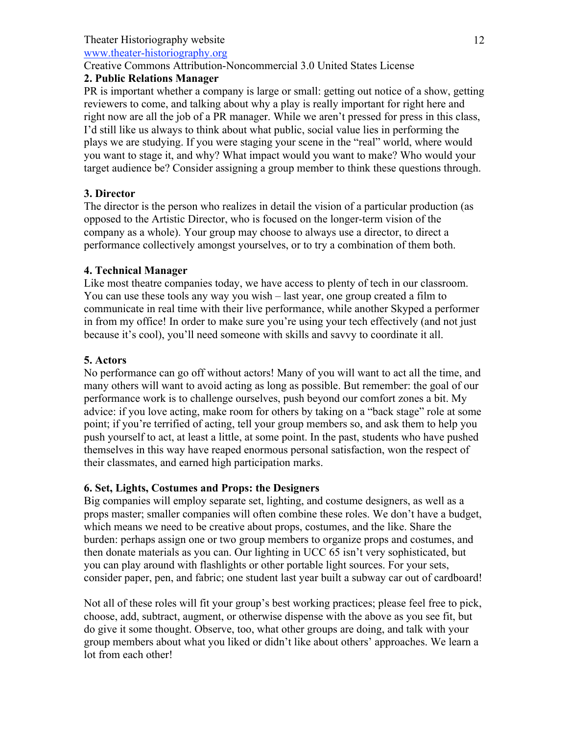## 2. Public Relations Manager

PR is important whether a company is large or small: getting out notice of a show, getting reviewers to come, and talking about why a play is really important for right here and right now are all the job of a PR manager. While we aren't pressed for press in this class, I'd still like us always to think about what public, social value lies in performing the plays we are studying. If you were staging your scene in the "real" world, where would you want to stage it, and why? What impact would you want to make? Who would your target audience be? Consider assigning a group member to think these questions through.

## 3. Director

The director is the person who realizes in detail the vision of a particular production (as opposed to the Artistic Director, who is focused on the longer-term vision of the company as a whole). Your group may choose to always use a director, to direct a performance collectively amongst yourselves, or to try a combination of them both.

## 4. Technical Manager

Like most theatre companies today, we have access to plenty of tech in our classroom. You can use these tools any way you wish – last year, one group created a film to communicate in real time with their live performance, while another Skyped a performer in from my office! In order to make sure you're using your tech effectively (and not just because it's cool), you'll need someone with skills and savvy to coordinate it all.

## 5. Actors

No performance can go off without actors! Many of you will want to act all the time, and many others will want to avoid acting as long as possible. But remember: the goal of our performance work is to challenge ourselves, push beyond our comfort zones a bit. My advice: if you love acting, make room for others by taking on a "back stage" role at some point; if you're terrified of acting, tell your group members so, and ask them to help you push yourself to act, at least a little, at some point. In the past, students who have pushed themselves in this way have reaped enormous personal satisfaction, won the respect of their classmates, and earned high participation marks.

## 6. Set, Lights, Costumes and Props: the Designers

Big companies will employ separate set, lighting, and costume designers, as well as a props master; smaller companies will often combine these roles. We don't have a budget, which means we need to be creative about props, costumes, and the like. Share the burden: perhaps assign one or two group members to organize props and costumes, and then donate materials as you can. Our lighting in UCC 65 isn't very sophisticated, but you can play around with flashlights or other portable light sources. For your sets, consider paper, pen, and fabric; one student last year built a subway car out of cardboard!

Not all of these roles will fit your group's best working practices; please feel free to pick, choose, add, subtract, augment, or otherwise dispense with the above as you see fit, but do give it some thought. Observe, too, what other groups are doing, and talk with your group members about what you liked or didn't like about others' approaches. We learn a lot from each other!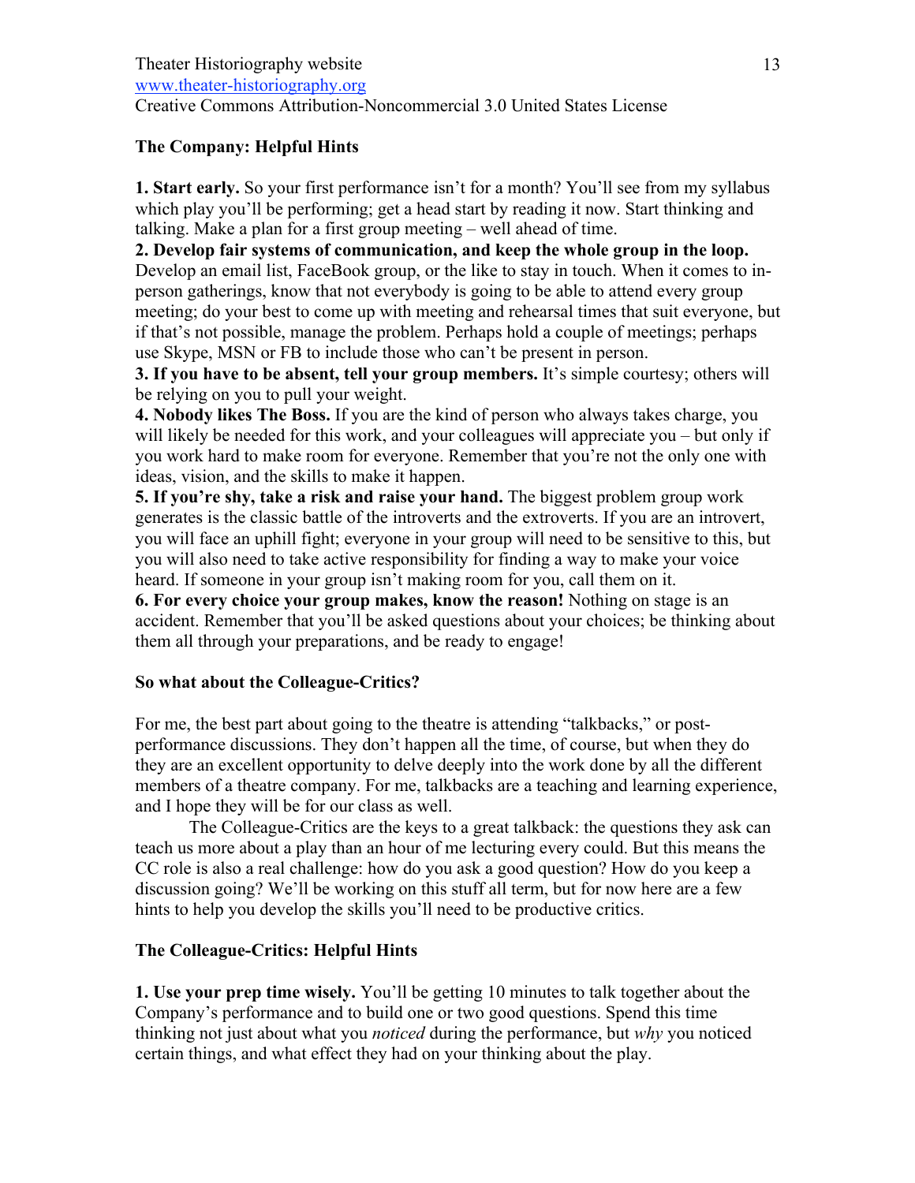### The Company: Helpful Hints

**1. Start early.** So your first performance isn't for a month? You'll see from my syllabus which play you'll be performing; get a head start by reading it now. Start thinking and talking. Make a plan for a first group meeting – well ahead of time.

**2. Develop fair systems of communication, and keep the whole group in the loop.** Develop an email list, FaceBook group, or the like to stay in touch. When it comes to in-person gatherings, know that not everybody is going to be able to attend every group meeting; do your best to come up with meeting and rehearsal times that suit everyone, but if that's not possible, manage the problem. Perhaps hold a couple of meetings; perhaps use Skype, MSN or FB to include those who can't be present in person.

**3. If you have to be absent, tell your group members.** It's simple courtesy; others will be relying on you to pull your weight.

**4. Nobody likes The Boss.** If you are the kind of person who always takes charge, you will likely be needed for this work, and your colleagues will appreciate you – but only if you work hard to make room for everyone. Remember that you're not the only one with ideas, vision, and the skills to make it happen.

**5. If you're shy, take a risk and raise your hand.** The biggest problem group work generates is the classic battle of the introverts and the extroverts. If you are an introvert, you will face an uphill fight; everyone in your group will need to be sensitive to this, but you will also need to take active responsibility for finding a way to make your voice heard. If someone in your group isn't making room for you, call them on it.

**6. For every choice your group makes, know the reason!** Nothing on stage is an accident. Remember that you'll be asked questions about your choices; be thinking about them all through your preparations, and be ready to engage!

### So what about the Colleague-Critics?

For me, the best part about going to the theatre is attending "talkbacks," or post-performance discussions. They don't happen all the time, of course, but when they do they are an excellent opportunity to delve deeply into the work done by all the different members of a theatre company. For me, talkbacks are a teaching and learning experience, and I hope they will be for our class as well.

The Colleague-Critics are the keys to a great talkback: the questions they ask can teach us more about a play than an hour of me lecturing every could. But this means the CC role is also a real challenge: how do you ask a good question? How do you keep a discussion going? We'll be working on this stuff all term, but for now here are a few hints to help you develop the skills you'll need to be productive critics.

### The Colleague-Critics: Helpful Hints

**1. Use your prep time wisely.** You'll be getting 10 minutes to talk together about the Company's performance and to build one or two good questions. Spend this time thinking not just about what you *noticed* during the performance, but *why* you noticed certain things, and what effect they had on your thinking about the play.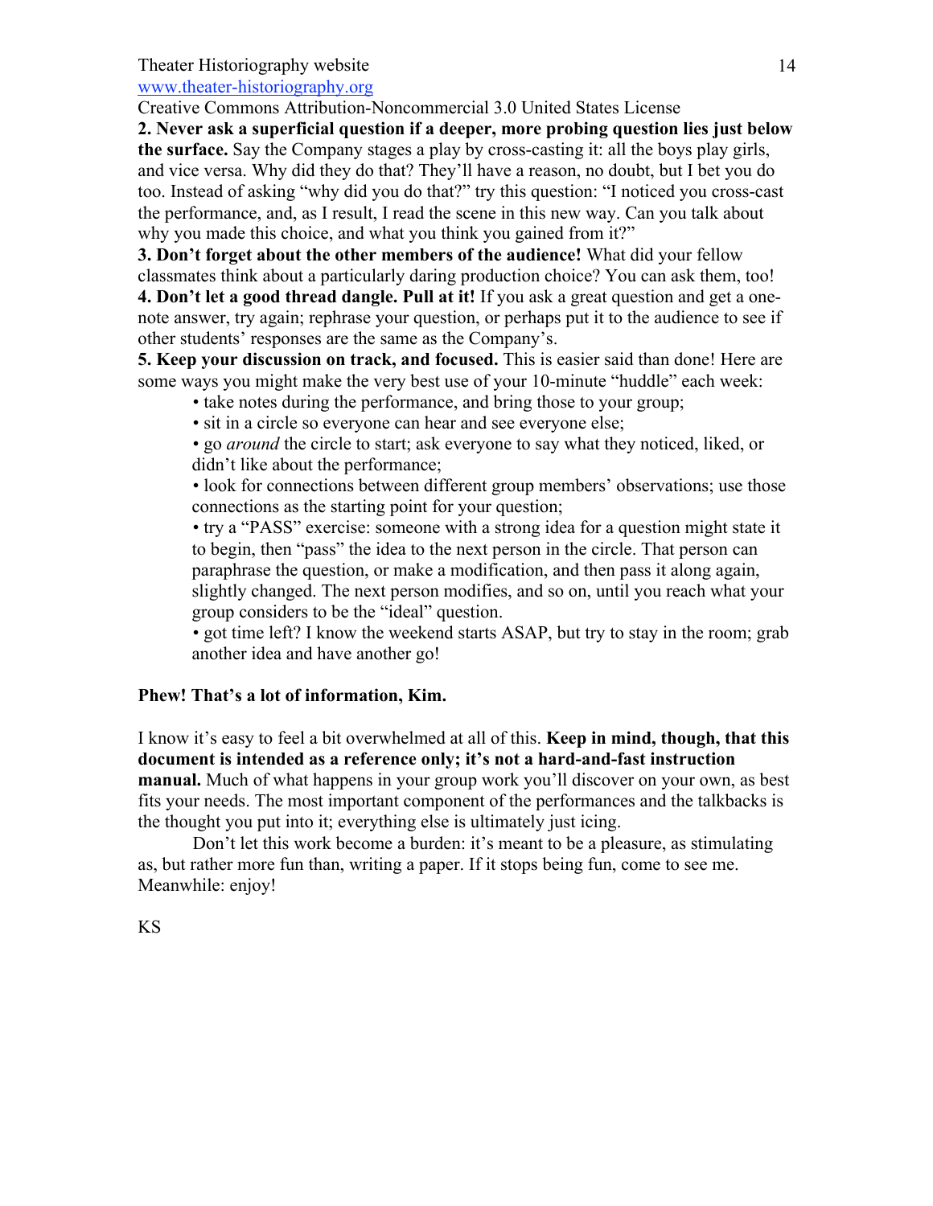**2. Never ask a superficial question if a deeper, more probing question lies just below the surface.** Say the Company stages a play by cross-casting it: all the boys play girls, and vice versa. Why did they do that? They'll have a reason, no doubt, but I bet you do too. Instead of asking "why did you do that?" try this question: "I noticed you cross-cast the performance, and, as I result, I read the scene in this new way. Can you talk about why you made this choice, and what you think you gained from it?"

**3. Don't forget about the other members of the audience!** What did your fellow classmates think about a particularly daring production choice? You can ask them, too!

**4. Don't let a good thread dangle. Pull at it!** If you ask a great question and get a one-note answer, try again; rephrase your question, or perhaps put it to the audience to see if other students' responses are the same as the Company's.

**5. Keep your discussion on track, and focused.** This is easier said than done! Here are some ways you might make the very best use of your 10-minute "huddle" each week:

- take notes during the performance, and bring those to your group;
- sit in a circle so everyone can hear and see everyone else;
- go *around* the circle to start; ask everyone to say what they noticed, liked, or didn't like about the performance;
- look for connections between different group members' observations; use those connections as the starting point for your question;
- try a "PASS" exercise: someone with a strong idea for a question might state it to begin, then "pass" the idea to the next person in the circle. That person can paraphrase the question, or make a modification, and then pass it along again, slightly changed. The next person modifies, and so on, until you reach what your group considers to be the "ideal" question.
- got time left? I know the weekend starts ASAP, but try to stay in the room; grab another idea and have another go!

**Phew! That's a lot of information, Kim.**

I know it's easy to feel a bit overwhelmed at all of this. **Keep in mind, though, that this document is intended as a reference only; it's not a hard-and-fast instruction manual.** Much of what happens in your group work you'll discover on your own, as best fits your needs. The most important component of the performances and the talkbacks is the thought you put into it; everything else is ultimately just icing.

Don't let this work become a burden: it's meant to be a pleasure, as stimulating as, but rather more fun than, writing a paper. If it stops being fun, come to see me. Meanwhile: enjoy!

KS